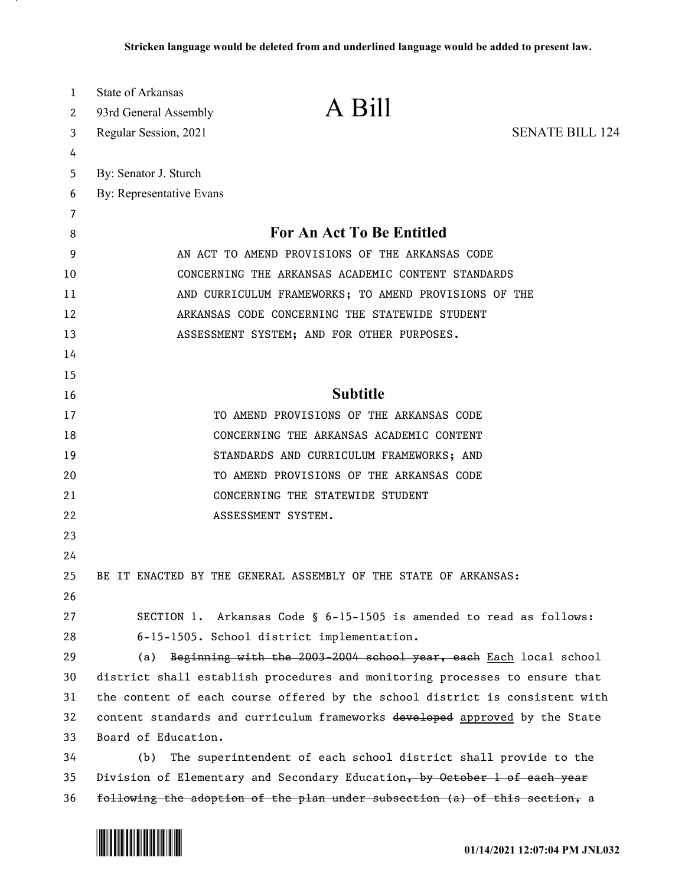Stricken language would be deleted from and underlined language would be added to present law.

State of Arkansas
93rd General Assembly
Regular Session, 2021

# A Bill

SENATE BILL 124

By: Senator J. Sturch
By: Representative Evans

## For An Act To Be Entitled

AN ACT TO AMEND PROVISIONS OF THE ARKANSAS CODE CONCERNING THE ARKANSAS ACADEMIC CONTENT STANDARDS AND CURRICULUM FRAMEWORKS; TO AMEND PROVISIONS OF THE ARKANSAS CODE CONCERNING THE STATEWIDE STUDENT ASSESSMENT SYSTEM; AND FOR OTHER PURPOSES.

## Subtitle

TO AMEND PROVISIONS OF THE ARKANSAS CODE CONCERNING THE ARKANSAS ACADEMIC CONTENT STANDARDS AND CURRICULUM FRAMEWORKS; AND TO AMEND PROVISIONS OF THE ARKANSAS CODE CONCERNING THE STATEWIDE STUDENT ASSESSMENT SYSTEM.

BE IT ENACTED BY THE GENERAL ASSEMBLY OF THE STATE OF ARKANSAS:

SECTION 1. Arkansas Code § 6-15-1505 is amended to read as follows:

6-15-1505. School district implementation.

(a) ~~Beginning with the 2003-2004 school year, each~~ <u>Each</u> local school district shall establish procedures and monitoring processes to ensure that the content of each course offered by the school district is consistent with content standards and curriculum frameworks ~~developed~~ <u>approved</u> by the State Board of Education.

(b) The superintendent of each school district shall provide to the Division of Elementary and Secondary Education~~, by October 1 of each year following the adoption of the plan under subsection (a) of this section,~~ a

01/14/2021 12:07:04 PM JNL032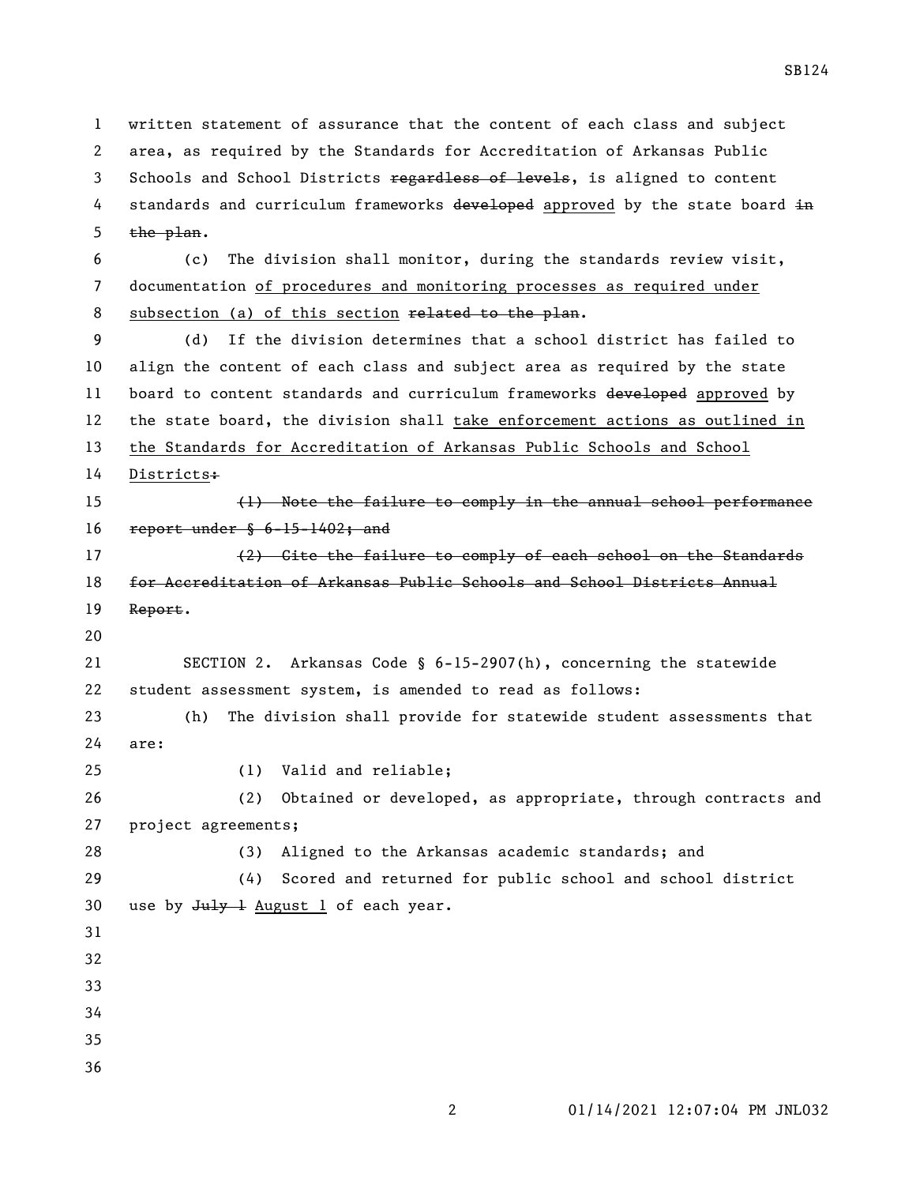written statement of assurance that the content of each class and subject area, as required by the Standards for Accreditation of Arkansas Public Schools and School Districts ~~regardless of levels~~, is aligned to content standards and curriculum frameworks ~~developed~~ <u>approved</u> by the state board ~~in the plan~~.

(c) The division shall monitor, during the standards review visit, documentation <u>of procedures and monitoring processes as required under subsection (a) of this section</u> ~~related to the plan~~.

(d) If the division determines that a school district has failed to align the content of each class and subject area as required by the state board to content standards and curriculum frameworks ~~developed~~ <u>approved</u> by the state board, the division shall <u>take enforcement actions as outlined in the Standards for Accreditation of Arkansas Public Schools and School Districts</u>~~:~~

~~(1) Note the failure to comply in the annual school performance report under § 6-15-1402; and~~

~~(2) Cite the failure to comply of each school on the Standards for Accreditation of Arkansas Public Schools and School Districts Annual Report~~.

SECTION 2. Arkansas Code § 6-15-2907(h), concerning the statewide student assessment system, is amended to read as follows:

(h) The division shall provide for statewide student assessments that are:

(1) Valid and reliable;

(2) Obtained or developed, as appropriate, through contracts and project agreements;

(3) Aligned to the Arkansas academic standards; and

(4) Scored and returned for public school and school district use by ~~July 1~~ <u>August 1</u> of each year.